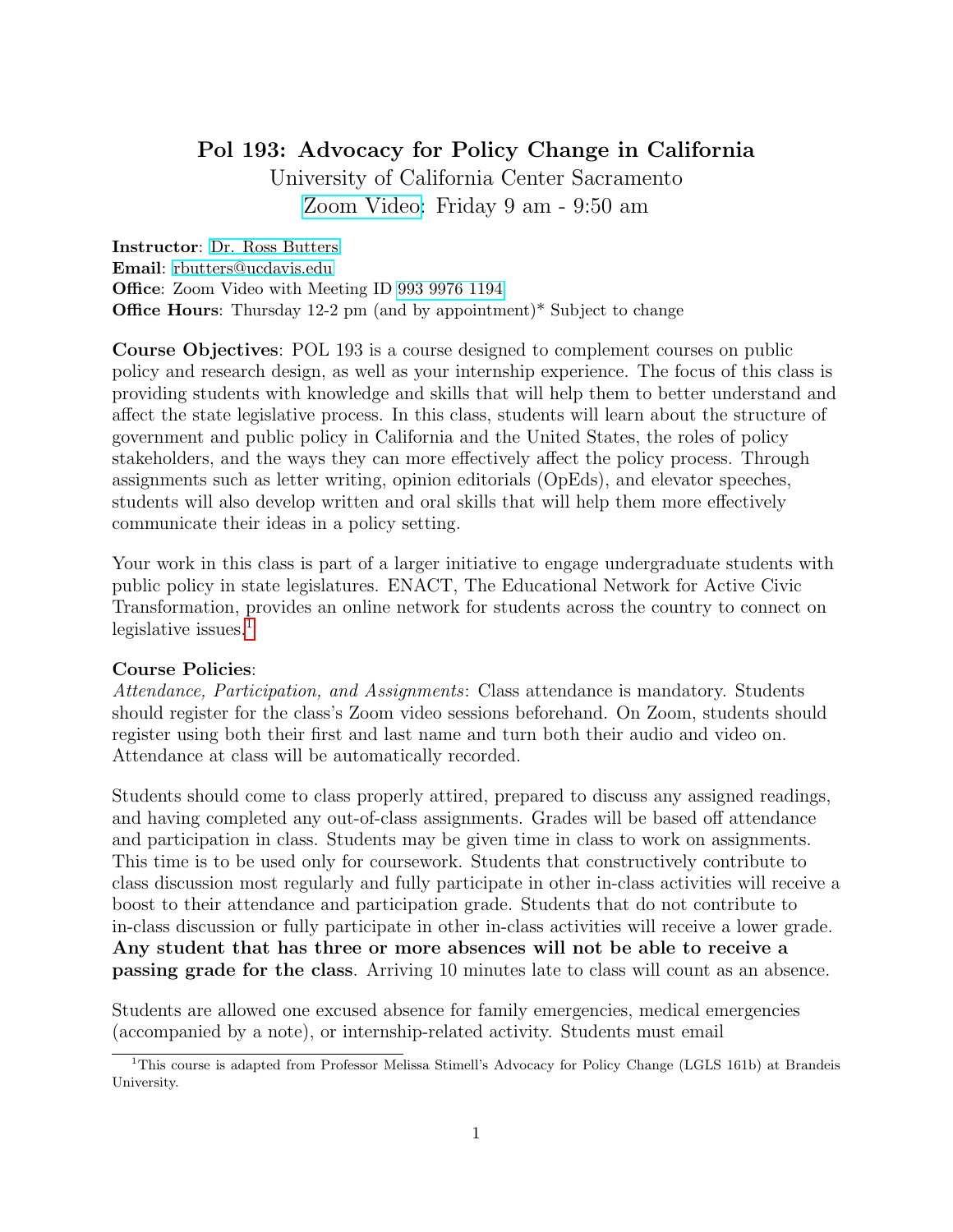# Pol 193: Advocacy for Policy Change in California

University of California Center Sacramento

Zoom Video: Friday 9 am - 9:50 am

**Instructor**: Dr. Ross Butters
**Email**: rbutters@ucdavis.edu
**Office**: Zoom Video with Meeting ID 993 9976 1194
**Office Hours**: Thursday 12-2 pm (and by appointment)* Subject to change

**Course Objectives**: POL 193 is a course designed to complement courses on public policy and research design, as well as your internship experience. The focus of this class is providing students with knowledge and skills that will help them to better understand and affect the state legislative process. In this class, students will learn about the structure of government and public policy in California and the United States, the roles of policy stakeholders, and the ways they can more effectively affect the policy process. Through assignments such as letter writing, opinion editorials (OpEds), and elevator speeches, students will also develop written and oral skills that will help them more effectively communicate their ideas in a policy setting.

Your work in this class is part of a larger initiative to engage undergraduate students with public policy in state legislatures. ENACT, The Educational Network for Active Civic Transformation, provides an online network for students across the country to connect on legislative issues.[1]

**Course Policies**:

*Attendance, Participation, and Assignments*: Class attendance is mandatory. Students should register for the class's Zoom video sessions beforehand. On Zoom, students should register using both their first and last name and turn both their audio and video on. Attendance at class will be automatically recorded.

Students should come to class properly attired, prepared to discuss any assigned readings, and having completed any out-of-class assignments. Grades will be based off attendance and participation in class. Students may be given time in class to work on assignments. This time is to be used only for coursework. Students that constructively contribute to class discussion most regularly and fully participate in other in-class activities will receive a boost to their attendance and participation grade. Students that do not contribute to in-class discussion or fully participate in other in-class activities will receive a lower grade. **Any student that has three or more absences will not be able to receive a passing grade for the class**. Arriving 10 minutes late to class will count as an absence.

Students are allowed one excused absence for family emergencies, medical emergencies (accompanied by a note), or internship-related activity. Students must email

[1] This course is adapted from Professor Melissa Stimell's Advocacy for Policy Change (LGLS 161b) at Brandeis University.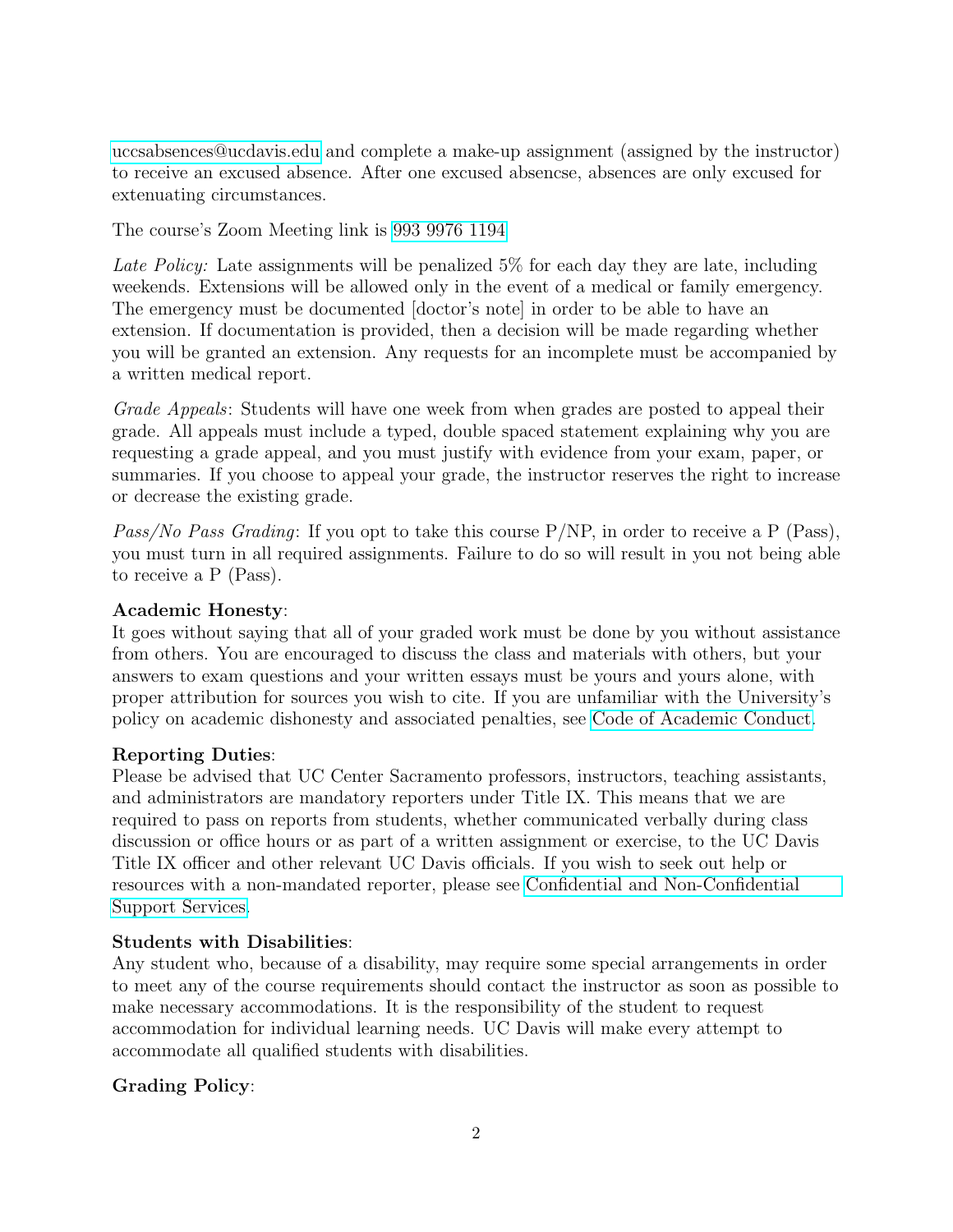uccsabsences@ucdavis.edu and complete a make-up assignment (assigned by the instructor) to receive an excused absence. After one excused absencse, absences are only excused for extenuating circumstances.

The course's Zoom Meeting link is 993 9976 1194

*Late Policy:* Late assignments will be penalized 5% for each day they are late, including weekends. Extensions will be allowed only in the event of a medical or family emergency. The emergency must be documented [doctor's note] in order to be able to have an extension. If documentation is provided, then a decision will be made regarding whether you will be granted an extension. Any requests for an incomplete must be accompanied by a written medical report.

*Grade Appeals*: Students will have one week from when grades are posted to appeal their grade. All appeals must include a typed, double spaced statement explaining why you are requesting a grade appeal, and you must justify with evidence from your exam, paper, or summaries. If you choose to appeal your grade, the instructor reserves the right to increase or decrease the existing grade.

*Pass/No Pass Grading*: If you opt to take this course P/NP, in order to receive a P (Pass), you must turn in all required assignments. Failure to do so will result in you not being able to receive a P (Pass).

**Academic Honesty**:
It goes without saying that all of your graded work must be done by you without assistance from others. You are encouraged to discuss the class and materials with others, but your answers to exam questions and your written essays must be yours and yours alone, with proper attribution for sources you wish to cite. If you are unfamiliar with the University's policy on academic dishonesty and associated penalties, see Code of Academic Conduct.

**Reporting Duties**:
Please be advised that UC Center Sacramento professors, instructors, teaching assistants, and administrators are mandatory reporters under Title IX. This means that we are required to pass on reports from students, whether communicated verbally during class discussion or office hours or as part of a written assignment or exercise, to the UC Davis Title IX officer and other relevant UC Davis officials. If you wish to seek out help or resources with a non-mandated reporter, please see Confidential and Non-Confidential Support Services.

**Students with Disabilities**:
Any student who, because of a disability, may require some special arrangements in order to meet any of the course requirements should contact the instructor as soon as possible to make necessary accommodations. It is the responsibility of the student to request accommodation for individual learning needs. UC Davis will make every attempt to accommodate all qualified students with disabilities.

**Grading Policy**: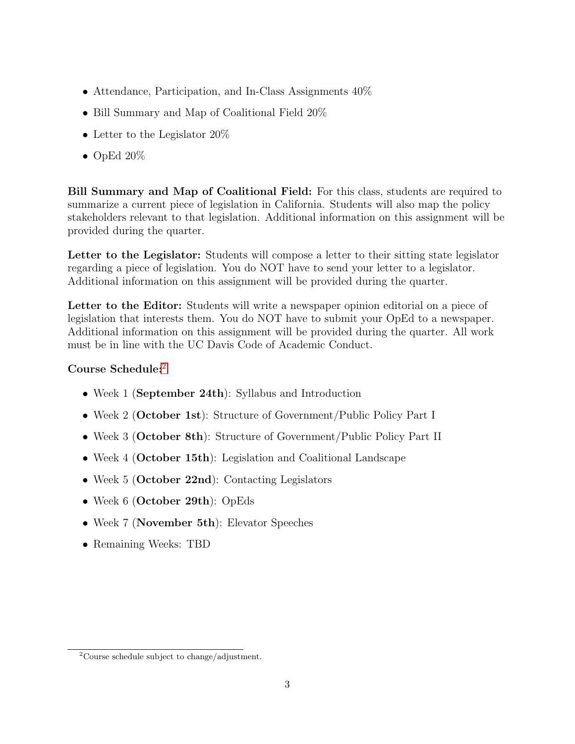- Attendance, Participation, and In-Class Assignments 40%
- Bill Summary and Map of Coalitional Field 20%
- Letter to the Legislator 20%
- OpEd 20%

**Bill Summary and Map of Coalitional Field:** For this class, students are required to summarize a current piece of legislation in California. Students will also map the policy stakeholders relevant to that legislation. Additional information on this assignment will be provided during the quarter.

**Letter to the Legislator:** Students will compose a letter to their sitting state legislator regarding a piece of legislation. You do NOT have to send your letter to a legislator. Additional information on this assignment will be provided during the quarter.

**Letter to the Editor:** Students will write a newspaper opinion editorial on a piece of legislation that interests them. You do NOT have to submit your OpEd to a newspaper. Additional information on this assignment will be provided during the quarter. All work must be in line with the UC Davis Code of Academic Conduct.

**Course Schedule:**[2]

- Week 1 (**September 24th**): Syllabus and Introduction
- Week 2 (**October 1st**): Structure of Government/Public Policy Part I
- Week 3 (**October 8th**): Structure of Government/Public Policy Part II
- Week 4 (**October 15th**): Legislation and Coalitional Landscape
- Week 5 (**October 22nd**): Contacting Legislators
- Week 6 (**October 29th**): OpEds
- Week 7 (**November 5th**): Elevator Speeches
- Remaining Weeks: TBD

[2] Course schedule subject to change/adjustment.